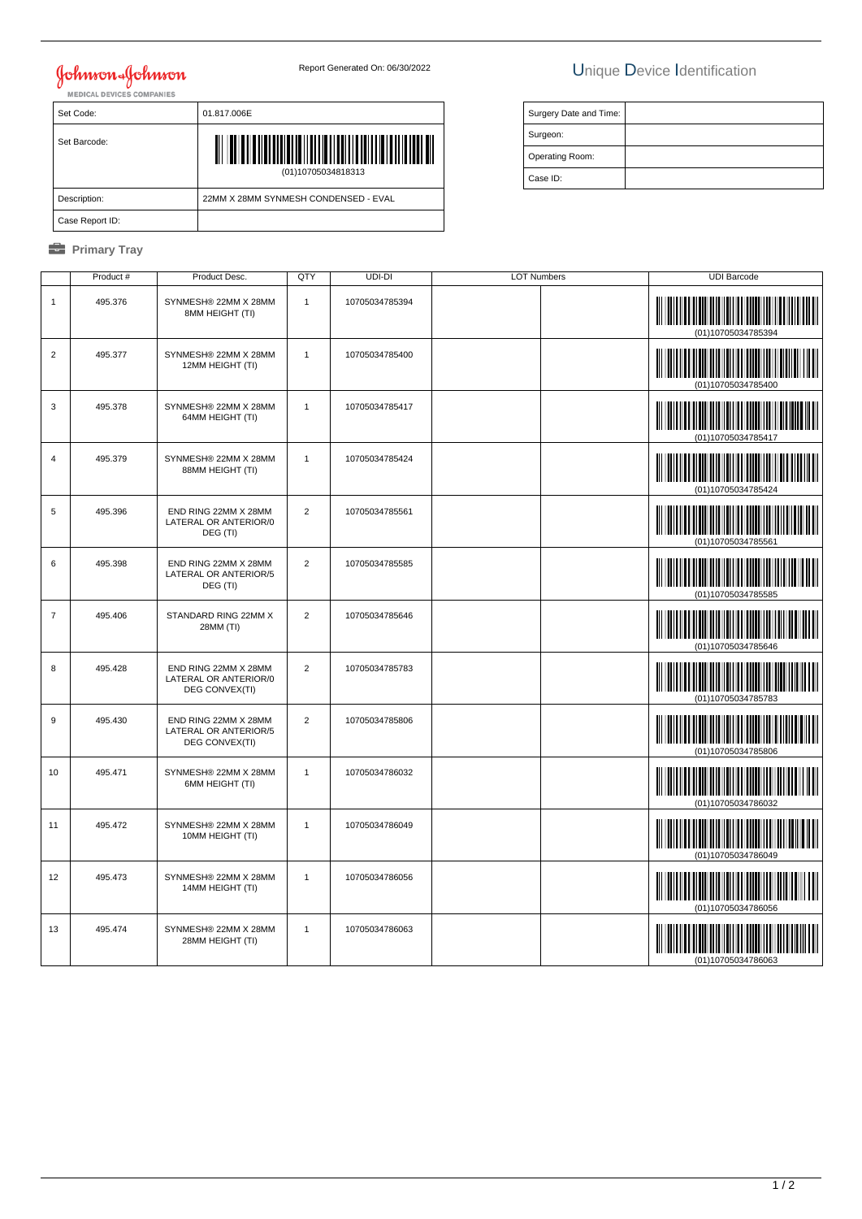Johnson & Johnson
MEDICAL DEVICES COMPANIES

Report Generated On: 06/30/2022

# Unique Device Identification

| Set Code: | 01.817.006E |
|---|---|
| Set Barcode: | (01)10705034818313 |
| Description: | 22MM X 28MM SYNMESH CONDENSED - EVAL |
| Case Report ID: | |

| Surgery Date and Time: | |
|---|---|
| Surgeon: | |
| Operating Room: | |
| Case ID: | |

**Primary Tray**

| | Product # | Product Desc. | QTY | UDI-DI | LOT Numbers | | UDI Barcode |
|---|---|---|---|---|---|---|---|
| 1 | 495.376 | SYNMESH® 22MM X 28MM 8MM HEIGHT (TI) | 1 | 10705034785394 | | | (01)10705034785394 |
| 2 | 495.377 | SYNMESH® 22MM X 28MM 12MM HEIGHT (TI) | 1 | 10705034785400 | | | (01)10705034785400 |
| 3 | 495.378 | SYNMESH® 22MM X 28MM 64MM HEIGHT (TI) | 1 | 10705034785417 | | | (01)10705034785417 |
| 4 | 495.379 | SYNMESH® 22MM X 28MM 88MM HEIGHT (TI) | 1 | 10705034785424 | | | (01)10705034785424 |
| 5 | 495.396 | END RING 22MM X 28MM LATERAL OR ANTERIOR/0 DEG (TI) | 2 | 10705034785561 | | | (01)10705034785561 |
| 6 | 495.398 | END RING 22MM X 28MM LATERAL OR ANTERIOR/5 DEG (TI) | 2 | 10705034785585 | | | (01)10705034785585 |
| 7 | 495.406 | STANDARD RING 22MM X 28MM (TI) | 2 | 10705034785646 | | | (01)10705034785646 |
| 8 | 495.428 | END RING 22MM X 28MM LATERAL OR ANTERIOR/0 DEG CONVEX(TI) | 2 | 10705034785783 | | | (01)10705034785783 |
| 9 | 495.430 | END RING 22MM X 28MM LATERAL OR ANTERIOR/5 DEG CONVEX(TI) | 2 | 10705034785806 | | | (01)10705034785806 |
| 10 | 495.471 | SYNMESH® 22MM X 28MM 6MM HEIGHT (TI) | 1 | 10705034786032 | | | (01)10705034786032 |
| 11 | 495.472 | SYNMESH® 22MM X 28MM 10MM HEIGHT (TI) | 1 | 10705034786049 | | | (01)10705034786049 |
| 12 | 495.473 | SYNMESH® 22MM X 28MM 14MM HEIGHT (TI) | 1 | 10705034786056 | | | (01)10705034786056 |
| 13 | 495.474 | SYNMESH® 22MM X 28MM 28MM HEIGHT (TI) | 1 | 10705034786063 | | | (01)10705034786063 |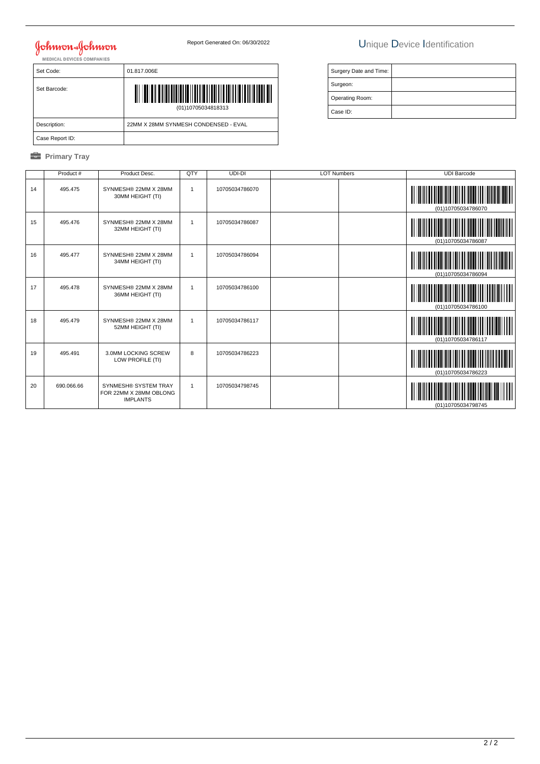Johnson & Johnson
MEDICAL DEVICES COMPANIES

Report Generated On: 06/30/2022

# Unique Device Identification

| | |
|---|---|
| Set Code: | 01.817.006E |
| Set Barcode: | (01)10705034818313 |
| Description: | 22MM X 28MM SYNMESH CONDENSED - EVAL |
| Case Report ID: | |

| | |
|---|---|
| Surgery Date and Time: | |
| Surgeon: | |
| Operating Room: | |
| Case ID: | |

## Primary Tray

| | Product # | Product Desc. | QTY | UDI-DI | LOT Numbers | | UDI Barcode |
|---|---|---|---|---|---|---|---|
| 14 | 495.475 | SYNMESH® 22MM X 28MM 30MM HEIGHT (TI) | 1 | 10705034786070 | | | (01)10705034786070 |
| 15 | 495.476 | SYNMESH® 22MM X 28MM 32MM HEIGHT (TI) | 1 | 10705034786087 | | | (01)10705034786087 |
| 16 | 495.477 | SYNMESH® 22MM X 28MM 34MM HEIGHT (TI) | 1 | 10705034786094 | | | (01)10705034786094 |
| 17 | 495.478 | SYNMESH® 22MM X 28MM 36MM HEIGHT (TI) | 1 | 10705034786100 | | | (01)10705034786100 |
| 18 | 495.479 | SYNMESH® 22MM X 28MM 52MM HEIGHT (TI) | 1 | 10705034786117 | | | (01)10705034786117 |
| 19 | 495.491 | 3.0MM LOCKING SCREW LOW PROFILE (TI) | 8 | 10705034786223 | | | (01)10705034786223 |
| 20 | 690.066.66 | SYNMESH® SYSTEM TRAY FOR 22MM X 28MM OBLONG IMPLANTS | 1 | 10705034798745 | | | (01)10705034798745 |